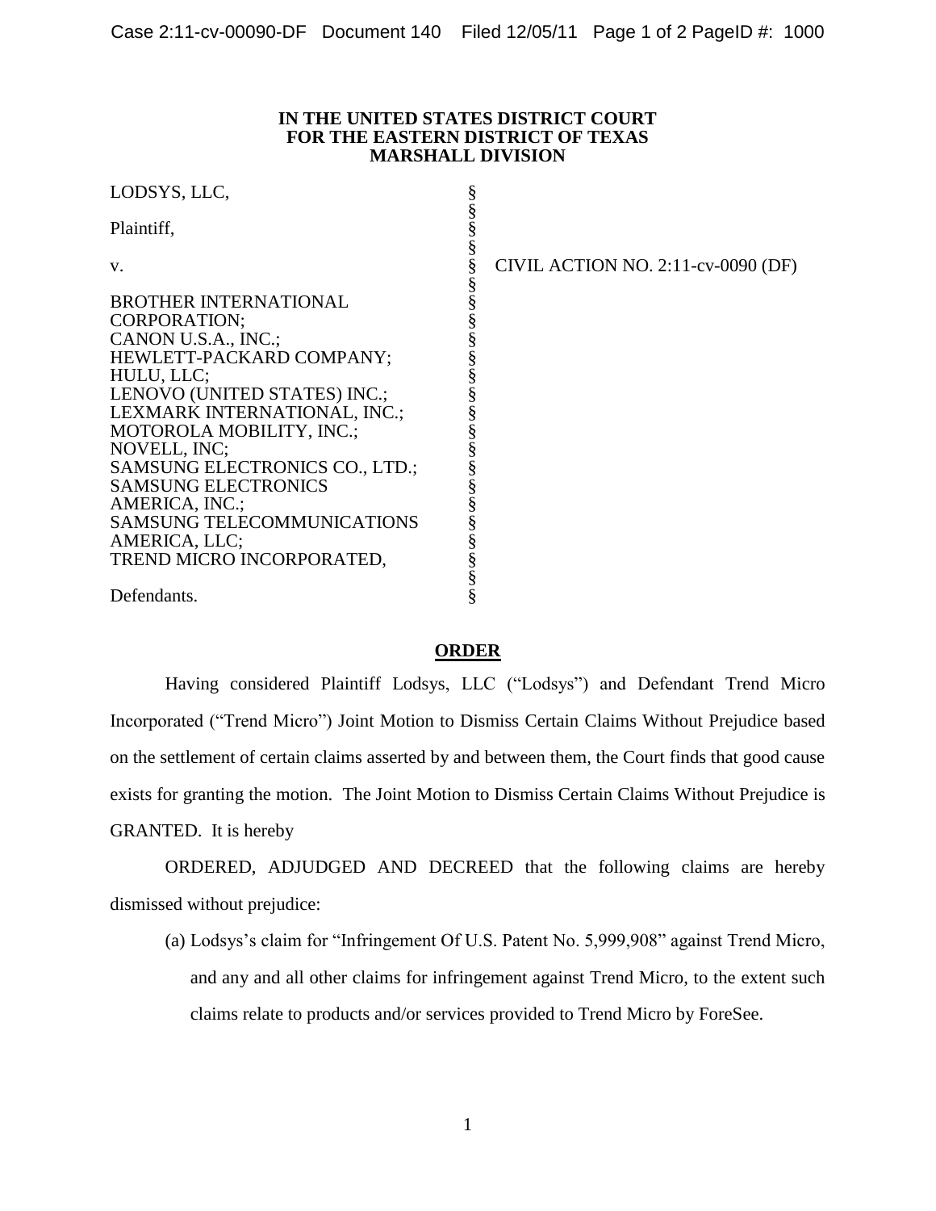**IN THE UNITED STATES DISTRICT COURT**
**FOR THE EASTERN DISTRICT OF TEXAS**
**MARSHALL DIVISION**

| | | |
|---|---|---|
| LODSYS, LLC,<br><br>Plaintiff,<br><br>v.<br><br>BROTHER INTERNATIONAL CORPORATION;<br>CANON U.S.A., INC.;<br>HEWLETT-PACKARD COMPANY;<br>HULU, LLC;<br>LENOVO (UNITED STATES) INC.;<br>LEXMARK INTERNATIONAL, INC.;<br>MOTOROLA MOBILITY, INC.;<br>NOVELL, INC;<br>SAMSUNG ELECTRONICS CO., LTD.;<br>SAMSUNG ELECTRONICS AMERICA, INC.;<br>SAMSUNG TELECOMMUNICATIONS AMERICA, LLC;<br>TREND MICRO INCORPORATED,<br><br>Defendants. | §<br>§<br>§<br>§<br>§<br>§<br>§<br>§<br>§<br>§<br>§<br>§<br>§<br>§<br>§<br>§<br>§<br>§<br>§<br>§ | CIVIL ACTION NO. 2:11-cv-0090 (DF) |

## ORDER

Having considered Plaintiff Lodsys, LLC ("Lodsys") and Defendant Trend Micro Incorporated ("Trend Micro") Joint Motion to Dismiss Certain Claims Without Prejudice based on the settlement of certain claims asserted by and between them, the Court finds that good cause exists for granting the motion. The Joint Motion to Dismiss Certain Claims Without Prejudice is GRANTED. It is hereby

ORDERED, ADJUDGED AND DECREED that the following claims are hereby dismissed without prejudice:

(a) Lodsys's claim for "Infringement Of U.S. Patent No. 5,999,908" against Trend Micro, and any and all other claims for infringement against Trend Micro, to the extent such claims relate to products and/or services provided to Trend Micro by ForeSee.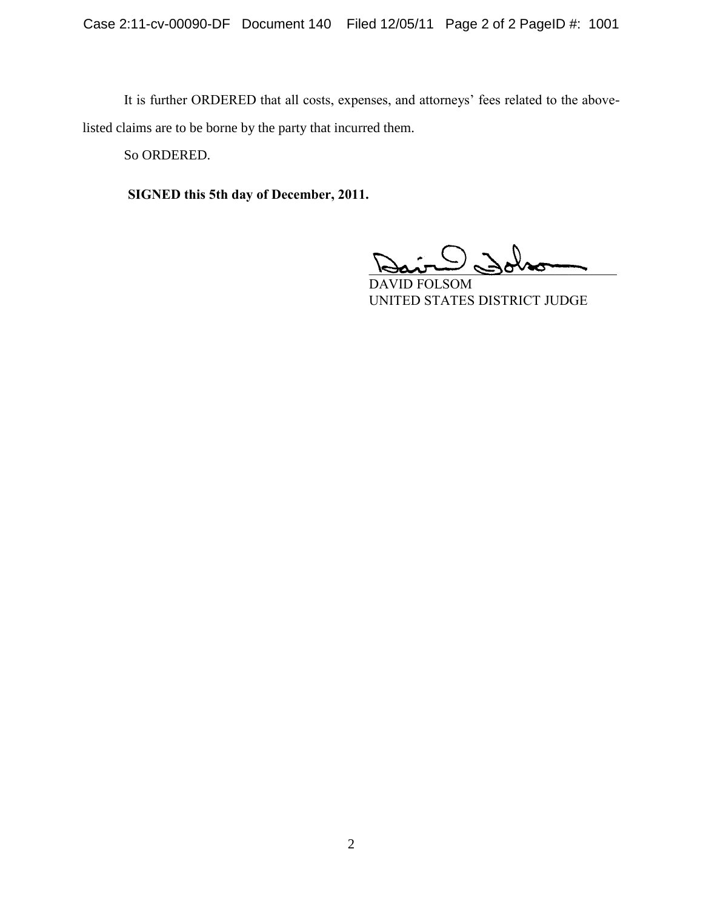It is further ORDERED that all costs, expenses, and attorneys' fees related to the above-listed claims are to be borne by the party that incurred them.

So ORDERED.

**SIGNED this 5th day of December, 2011.**

DAVID FOLSOM
UNITED STATES DISTRICT JUDGE